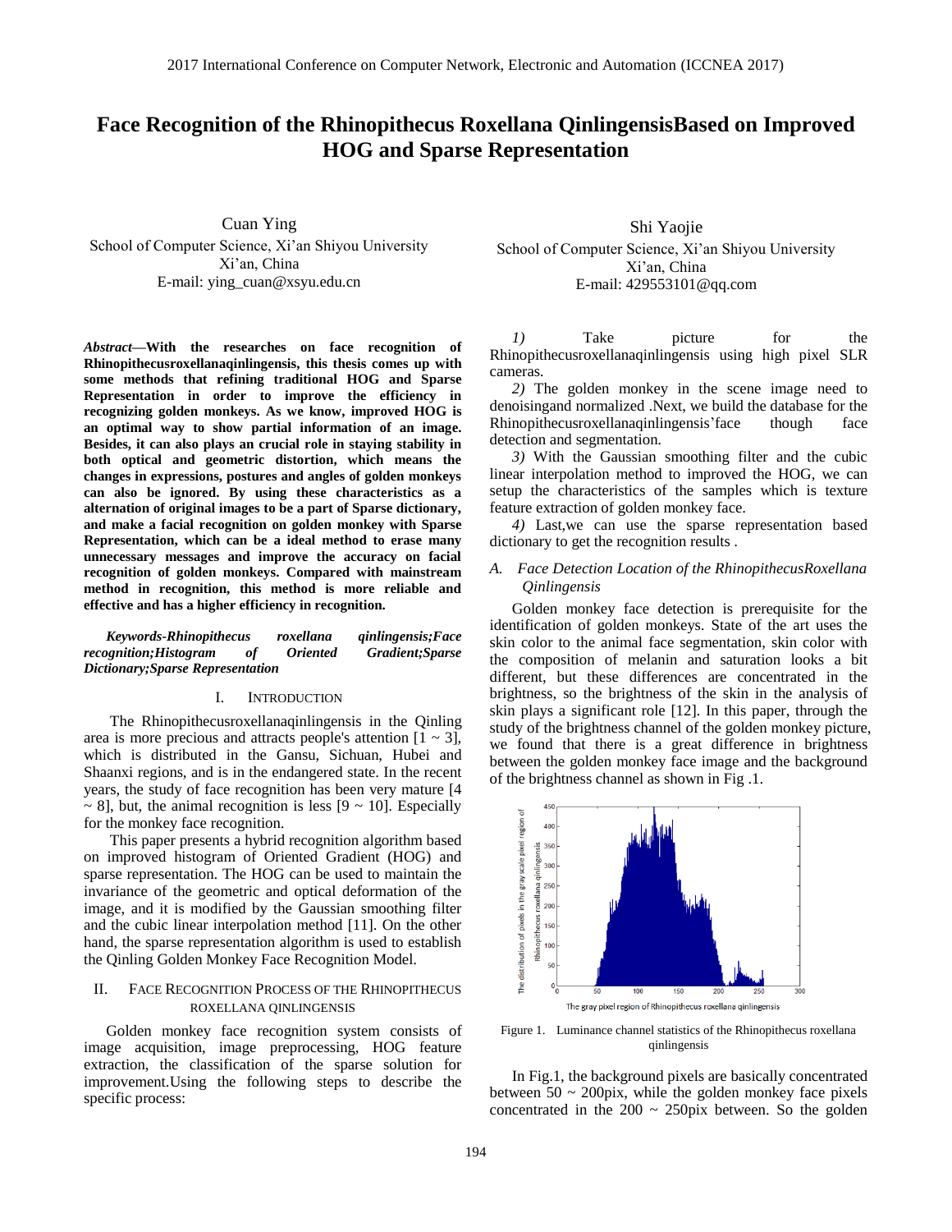# Face Recognition of the Rhinopithecus Roxellana QinlingensisBased on Improved HOG and Sparse Representation

Cuan Ying
School of Computer Science, Xi'an Shiyou University
Xi'an, China
E-mail: ying_cuan@xsyu.edu.cn

Shi Yaojie
School of Computer Science, Xi'an Shiyou University
Xi'an, China
E-mail: 429553101@qq.com

***Abstract*—With the researches on face recognition of Rhinopithecusroxellanaqinlingensis, this thesis comes up with some methods that refining traditional HOG and Sparse Representation in order to improve the efficiency in recognizing golden monkeys. As we know, improved HOG is an optimal way to show partial information of an image. Besides, it can also plays an crucial role in staying stability in both optical and geometric distortion, which means the changes in expressions, postures and angles of golden monkeys can also be ignored. By using these characteristics as a alternation of original images to be a part of Sparse dictionary, and make a facial recognition on golden monkey with Sparse Representation, which can be a ideal method to erase many unnecessary messages and improve the accuracy on facial recognition of golden monkeys. Compared with mainstream method in recognition, this method is more reliable and effective and has a higher efficiency in recognition.**

***Keywords-Rhinopithecus roxellana qinlingensis;Face recognition;Histogram of Oriented Gradient;Sparse Dictionary;Sparse Representation***

## I. INTRODUCTION

The Rhinopithecusroxellanaqinlingensis in the Qinling area is more precious and attracts people's attention [1 ~ 3], which is distributed in the Gansu, Sichuan, Hubei and Shaanxi regions, and is in the endangered state. In the recent years, the study of face recognition has been very mature [4 ~ 8], but, the animal recognition is less [9 ~ 10]. Especially for the monkey face recognition.

This paper presents a hybrid recognition algorithm based on improved histogram of Oriented Gradient (HOG) and sparse representation. The HOG can be used to maintain the invariance of the geometric and optical deformation of the image, and it is modified by the Gaussian smoothing filter and the cubic linear interpolation method [11]. On the other hand, the sparse representation algorithm is used to establish the Qinling Golden Monkey Face Recognition Model.

## II. FACE RECOGNITION PROCESS OF THE RHINOPITHECUS ROXELLANA QINLINGENSIS

Golden monkey face recognition system consists of image acquisition, image preprocessing, HOG feature extraction, the classification of the sparse solution for improvement.Using the following steps to describe the specific process:

*1)* Take picture for the Rhinopithecusroxellanaqinlingensis using high pixel SLR cameras.

*2)* The golden monkey in the scene image need to denoisingand normalized .Next, we build the database for the Rhinopithecusroxellanaqinlingensis'face though face detection and segmentation.

*3)* With the Gaussian smoothing filter and the cubic linear interpolation method to improved the HOG, we can setup the characteristics of the samples which is texture feature extraction of golden monkey face.

*4)* Last,we can use the sparse representation based dictionary to get the recognition results .

### *A. Face Detection Location of the RhinopithecusRoxellana Qinlingensis*

Golden monkey face detection is prerequisite for the identification of golden monkeys. State of the art uses the skin color to the animal face segmentation, skin color with the composition of melanin and saturation looks a bit different, but these differences are concentrated in the brightness, so the brightness of the skin in the analysis of skin plays a significant role [12]. In this paper, through the study of the brightness channel of the golden monkey picture, we found that there is a great difference in brightness between the golden monkey face image and the background of the brightness channel as shown in Fig .1.

Figure 1. Luminance channel statistics of the Rhinopithecus roxellana qinlingensis

In Fig.1, the background pixels are basically concentrated between 50 ~ 200pix, while the golden monkey face pixels concentrated in the 200 ~ 250pix between. So the golden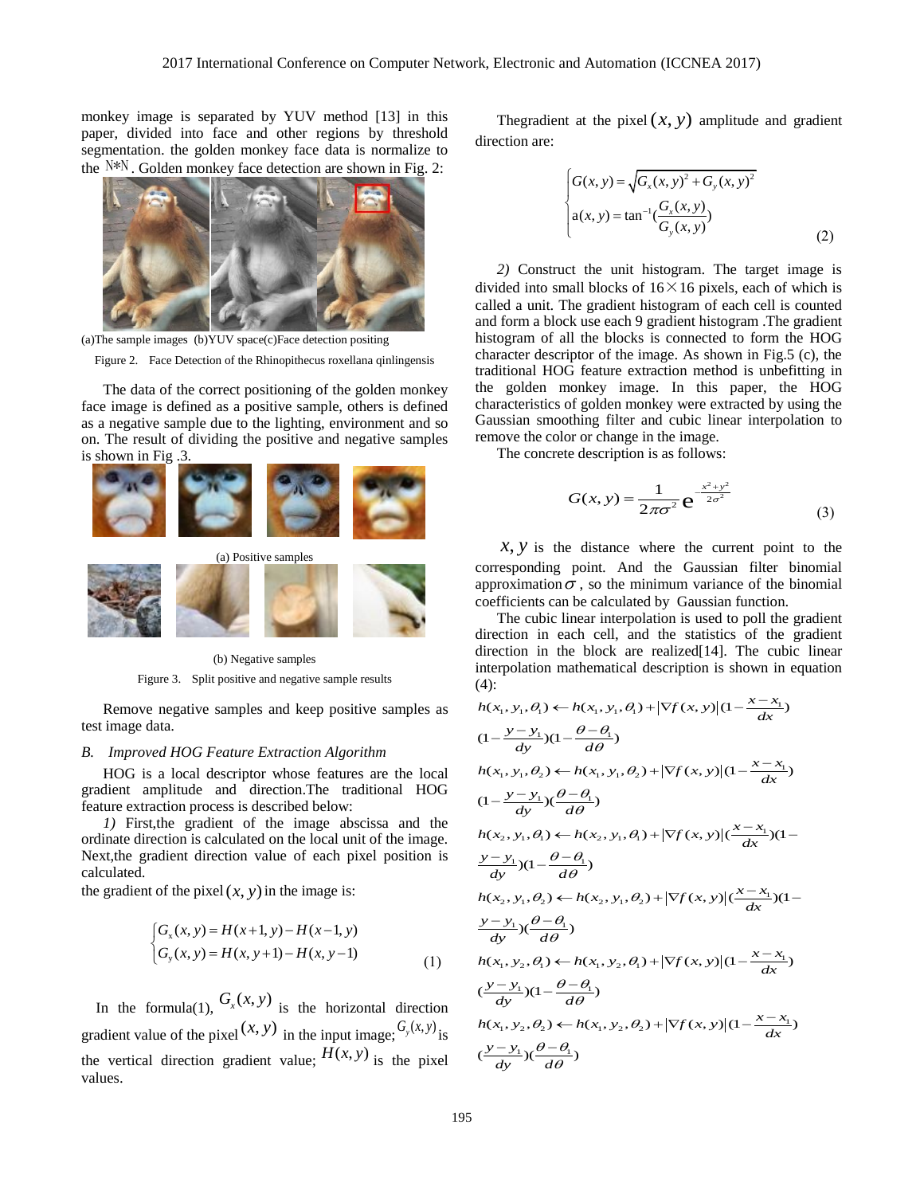monkey image is separated by YUV method [13] in this paper, divided into face and other regions by threshold segmentation. the golden monkey face data is normalize to the $N*N$. Golden monkey face detection are shown in Fig. 2:

(a)The sample images (b)YUV space(c)Face detection positing

Figure 2. Face Detection of the Rhinopithecus roxellana qinlingensis

The data of the correct positioning of the golden monkey face image is defined as a positive sample, others is defined as a negative sample due to the lighting, environment and so on. The result of dividing the positive and negative samples is shown in Fig .3.

(a) Positive samples

(b) Negative samples

Figure 3. Split positive and negative sample results

Remove negative samples and keep positive samples as test image data.

### *B. Improved HOG Feature Extraction Algorithm*

HOG is a local descriptor whose features are the local gradient amplitude and direction.The traditional HOG feature extraction process is described below:

*1)* First,the gradient of the image abscissa and the ordinate direction is calculated on the local unit of the image. Next,the gradient direction value of each pixel position is calculated.

the gradient of the pixel $(x,y)$ in the image is:

$$\begin{cases} G_x(x,y) = H(x+1,y) - H(x-1,y) \\ G_y(x,y) = H(x,y+1) - H(x,y-1) \end{cases} \tag{1}$$

In the formula(1), $G_x(x,y)$ is the horizontal direction gradient value of the pixel $(x,y)$ in the input image; $G_y(x,y)$ is the vertical direction gradient value; $H(x,y)$ is the pixel values.

Thegradient at the pixel $(x,y)$ amplitude and gradient direction are:

$$\begin{cases} G(x,y) = \sqrt{G_x(x,y)^2 + G_y(x,y)^2} \\ \mathrm{a}(x,y) = \tan^{-1}\left(\dfrac{G_x(x,y)}{G_y(x,y)}\right) \end{cases} \tag{2}$$

*2)* Construct the unit histogram. The target image is divided into small blocks of 16×16 pixels, each of which is called a unit. The gradient histogram of each cell is counted and form a block use each 9 gradient histogram .The gradient histogram of all the blocks is connected to form the HOG character descriptor of the image. As shown in Fig.5 (c), the traditional HOG feature extraction method is unbefitting in the golden monkey image. In this paper, the HOG characteristics of golden monkey were extracted by using the Gaussian smoothing filter and cubic linear interpolation to remove the color or change in the image.

The concrete description is as follows:

$$G(x,y) = \frac{1}{2\pi\sigma^2} e^{-\frac{x^2+y^2}{2\sigma^2}} \tag{3}$$

$x, y$ is the distance where the current point to the corresponding point. And the Gaussian filter binomial approximation $\sigma$ , so the minimum variance of the binomial coefficients can be calculated by Gaussian function.

The cubic linear interpolation is used to poll the gradient direction in each cell, and the statistics of the gradient direction in the block are realized[14]. The cubic linear interpolation mathematical description is shown in equation (4):

$$h(x_1,y_1,\theta_1) \leftarrow h(x_1,y_1,\theta_1) + |\nabla f(x,y)|(1-\frac{x-x_1}{dx})(1-\frac{y-y_1}{dy})(1-\frac{\theta-\theta_1}{d\theta})$$

$$h(x_1,y_1,\theta_2) \leftarrow h(x_1,y_1,\theta_2) + |\nabla f(x,y)|(1-\frac{x-x_1}{dx})(1-\frac{y-y_1}{dy})(\frac{\theta-\theta_1}{d\theta})$$

$$h(x_2,y_1,\theta_1) \leftarrow h(x_2,y_1,\theta_1) + |\nabla f(x,y)|(\frac{x-x_1}{dx})(1-\frac{y-y_1}{dy})(1-\frac{\theta-\theta_1}{d\theta})$$

$$h(x_2,y_1,\theta_2) \leftarrow h(x_2,y_1,\theta_2) + |\nabla f(x,y)|(\frac{x-x_1}{dx})(1-\frac{y-y_1}{dy})(\frac{\theta-\theta_1}{d\theta})$$

$$h(x_1,y_2,\theta_1) \leftarrow h(x_1,y_2,\theta_1) + |\nabla f(x,y)|(1-\frac{x-x_1}{dx})(\frac{y-y_1}{dy})(1-\frac{\theta-\theta_1}{d\theta})$$

$$h(x_1,y_2,\theta_2) \leftarrow h(x_1,y_2,\theta_2) + |\nabla f(x,y)|(1-\frac{x-x_1}{dx})(\frac{y-y_1}{dy})(\frac{\theta-\theta_1}{d\theta})$$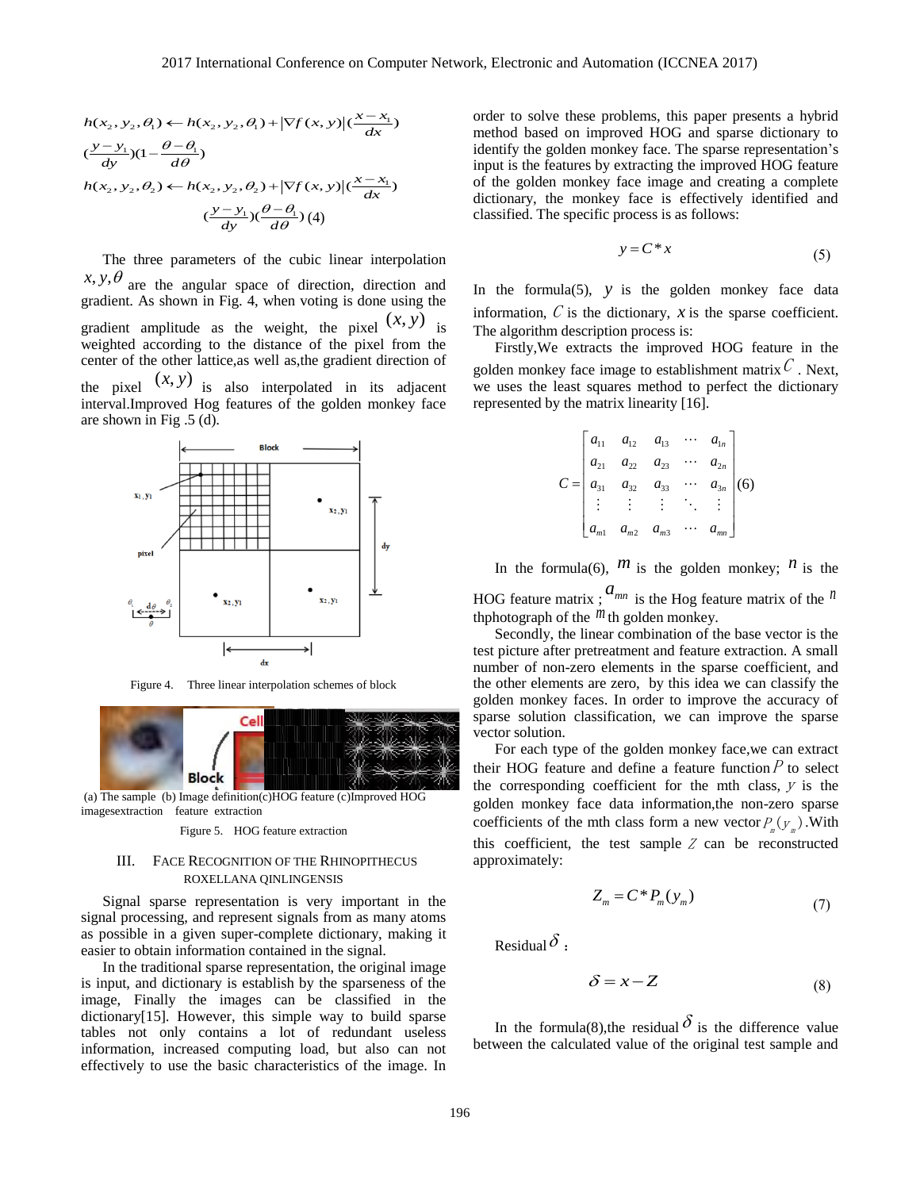$$h(x_2, y_2, \theta_1) \leftarrow h(x_2, y_2, \theta_1) + |\nabla f(x,y)|(\frac{x-x_1}{dx})$$
$$(\frac{y-y_1}{dy})(1-\frac{\theta-\theta_1}{d\theta})$$
$$h(x_2, y_2, \theta_2) \leftarrow h(x_2, y_2, \theta_2) + |\nabla f(x,y)|(\frac{x-x_1}{dx})$$
$$(\frac{y-y_1}{dy})(\frac{\theta-\theta_1}{d\theta}) \quad (4)$$

The three parameters of the cubic linear interpolation $x, y, \theta$ are the angular space of direction, direction and gradient. As shown in Fig. 4, when voting is done using the gradient amplitude as the weight, the pixel $(x, y)$ is weighted according to the distance of the pixel from the center of the other lattice,as well as,the gradient direction of the pixel $(x, y)$ is also interpolated in its adjacent interval.Improved Hog features of the golden monkey face are shown in Fig .5 (d).

Figure 4. Three linear interpolation schemes of block

(a) The sample images (b) Image definition (c)HOG feature extraction (c)Improved HOG feature extraction

Figure 5. HOG feature extraction

## III. Face Recognition of the Rhinopithecus Roxellana Qinlingensis

Signal sparse representation is very important in the signal processing, and represent signals from as many atoms as possible in a given super-complete dictionary, making it easier to obtain information contained in the signal.

In the traditional sparse representation, the original image is input, and dictionary is establish by the sparseness of the image, Finally the images can be classified in the dictionary[15]. However, this simple way to build sparse tables not only contains a lot of redundant useless information, increased computing load, but also can not effectively to use the basic characteristics of the image. In order to solve these problems, this paper presents a hybrid method based on improved HOG and sparse dictionary to identify the golden monkey face. The sparse representation's input is the features by extracting the improved HOG feature of the golden monkey face image and creating a complete dictionary, the monkey face is effectively identified and classified. The specific process is as follows:

$$y = C * x \quad (5)$$

In the formula(5), $y$ is the golden monkey face data information, $C$ is the dictionary, $x$ is the sparse coefficient. The algorithm description process is:

Firstly,We extracts the improved HOG feature in the golden monkey face image to establishment matrix $C$ . Next, we uses the least squares method to perfect the dictionary represented by the matrix linearity [16].

$$C = \begin{bmatrix} a_{11} & a_{12} & a_{13} & \cdots & a_{1n} \\ a_{21} & a_{22} & a_{23} & \cdots & a_{2n} \\ a_{31} & a_{32} & a_{33} & \cdots & a_{3n} \\ \vdots & \vdots & \vdots & \ddots & \vdots \\ a_{m1} & a_{m2} & a_{m3} & \cdots & a_{mn} \end{bmatrix} \quad (6)$$

In the formula(6), $m$ is the golden monkey; $n$ is the HOG feature matrix ; $a_{mn}$ is the Hog feature matrix of the $n$ thphotograph of the $m$ th golden monkey.

Secondly, the linear combination of the base vector is the test picture after pretreatment and feature extraction. A small number of non-zero elements in the sparse coefficient, and the other elements are zero, by this idea we can classify the golden monkey faces. In order to improve the accuracy of sparse solution classification, we can improve the sparse vector solution.

For each type of the golden monkey face,we can extract their HOG feature and define a feature function $P$ to select the corresponding coefficient for the mth class, $y$ is the golden monkey face data information,the non-zero sparse coefficients of the mth class form a new vector $P_m(y_m)$ .With this coefficient, the test sample $Z$ can be reconstructed approximately:

$$Z_m = C * P_m(y_m) \quad (7)$$

Residual $\delta$ :

$$\delta = x - Z \quad (8)$$

In the formula(8),the residual $\delta$ is the difference value between the calculated value of the original test sample and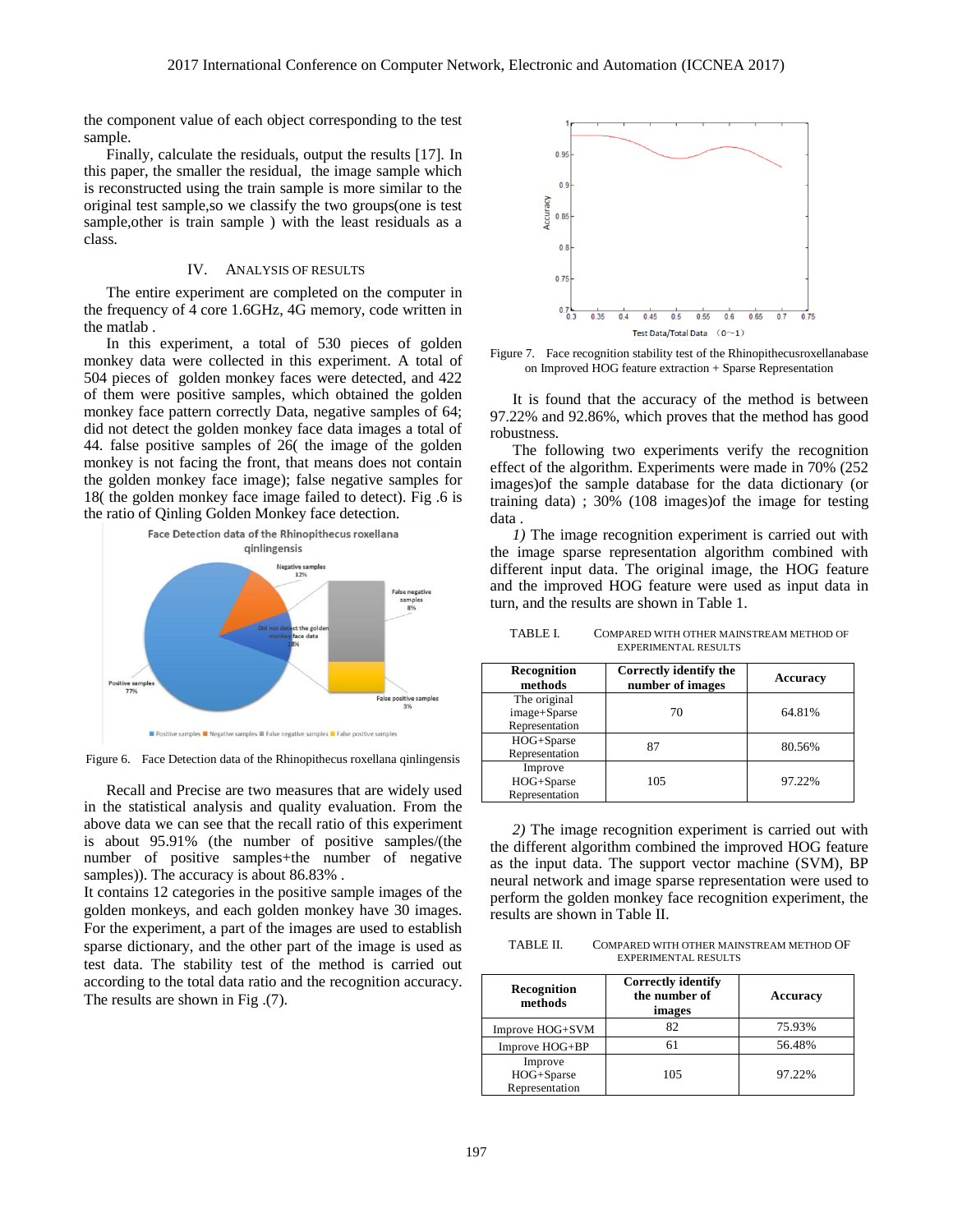the component value of each object corresponding to the test sample.

Finally, calculate the residuals, output the results [17]. In this paper, the smaller the residual, the image sample which is reconstructed using the train sample is more similar to the original test sample,so we classify the two groups(one is test sample,other is train sample ) with the least residuals as a class.

## IV. Analysis of Results

The entire experiment are completed on the computer in the frequency of 4 core 1.6GHz, 4G memory, code written in the matlab .

In this experiment, a total of 530 pieces of golden monkey data were collected in this experiment. A total of 504 pieces of golden monkey faces were detected, and 422 of them were positive samples, which obtained the golden monkey face pattern correctly Data, negative samples of 64; did not detect the golden monkey face data images a total of 44. false positive samples of 26( the image of the golden monkey is not facing the front, that means does not contain the golden monkey face image); false negative samples for 18( the golden monkey face image failed to detect). Fig .6 is the ratio of Qinling Golden Monkey face detection.

Figure 6. Face Detection data of the Rhinopithecus roxellana qinlingensis

Recall and Precise are two measures that are widely used in the statistical analysis and quality evaluation. From the above data we can see that the recall ratio of this experiment is about 95.91% (the number of positive samples/(the number of positive samples+the number of negative samples)). The accuracy is about 86.83% .

It contains 12 categories in the positive sample images of the golden monkeys, and each golden monkey have 30 images. For the experiment, a part of the images are used to establish sparse dictionary, and the other part of the image is used as test data. The stability test of the method is carried out according to the total data ratio and the recognition accuracy. The results are shown in Fig .(7).

Figure 7. Face recognition stability test of the Rhinopithecusroxellanabase on Improved HOG feature extraction + Sparse Representation

It is found that the accuracy of the method is between 97.22% and 92.86%, which proves that the method has good robustness.

The following two experiments verify the recognition effect of the algorithm. Experiments were made in 70% (252 images)of the sample database for the data dictionary (or training data) ; 30% (108 images)of the image for testing data .

*1)* The image recognition experiment is carried out with the image sparse representation algorithm combined with different input data. The original image, the HOG feature and the improved HOG feature were used as input data in turn, and the results are shown in Table 1.

TABLE I. Compared with other mainstream method of experimental results

| Recognition methods | Correctly identify the number of images | Accuracy |
|---|---|---|
| The original image+Sparse Representation | 70 | 64.81% |
| HOG+Sparse Representation | 87 | 80.56% |
| Improve HOG+Sparse Representation | 105 | 97.22% |

*2)* The image recognition experiment is carried out with the different algorithm combined the improved HOG feature as the input data. The support vector machine (SVM), BP neural network and image sparse representation were used to perform the golden monkey face recognition experiment, the results are shown in Table II.

TABLE II. Compared with other mainstream method OF experimental results

| Recognition methods | Correctly identify the number of images | Accuracy |
|---|---|---|
| Improve HOG+SVM | 82 | 75.93% |
| Improve HOG+BP | 61 | 56.48% |
| Improve HOG+Sparse Representation | 105 | 97.22% |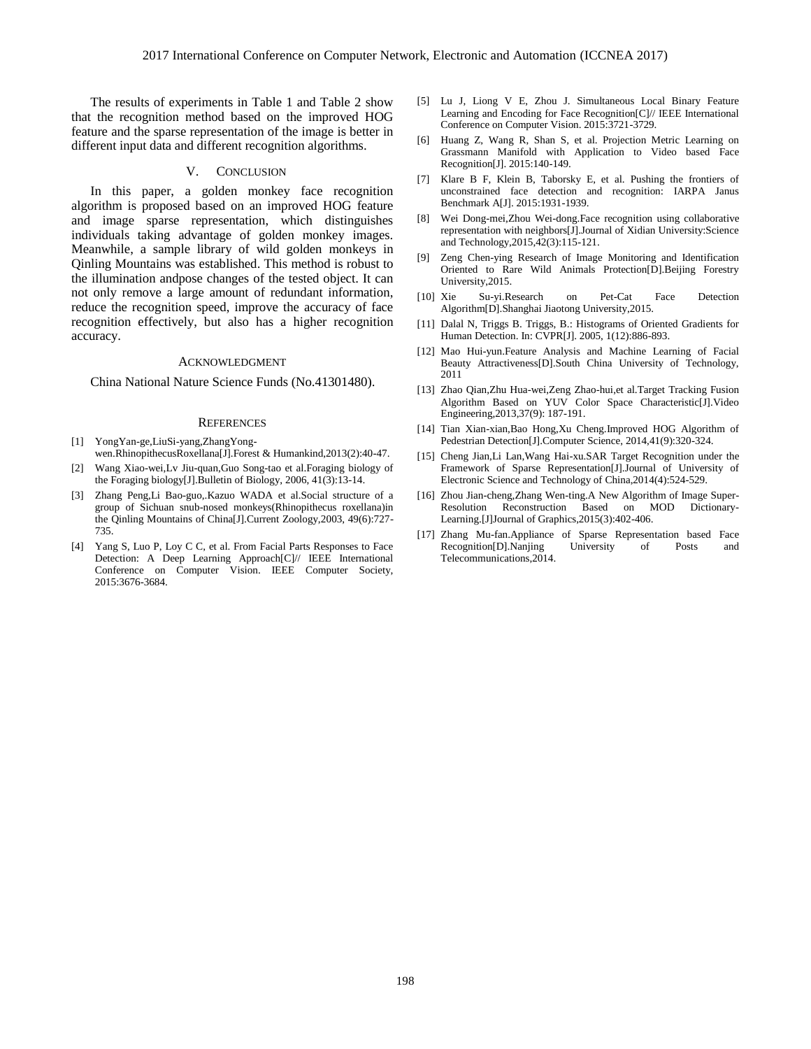The results of experiments in Table 1 and Table 2 show that the recognition method based on the improved HOG feature and the sparse representation of the image is better in different input data and different recognition algorithms.

## V. CONCLUSION

In this paper, a golden monkey face recognition algorithm is proposed based on an improved HOG feature and image sparse representation, which distinguishes individuals taking advantage of golden monkey images. Meanwhile, a sample library of wild golden monkeys in Qinling Mountains was established. This method is robust to the illumination andpose changes of the tested object. It can not only remove a large amount of redundant information, reduce the recognition speed, improve the accuracy of face recognition effectively, but also has a higher recognition accuracy.

## ACKNOWLEDGMENT

China National Nature Science Funds (No.41301480).

## REFERENCES

[1] YongYan-ge,LiuSi-yang,ZhangYong-wen.RhinopithecusRoxellana[J].Forest & Humankind,2013(2):40-47.

[2] Wang Xiao-wei,Lv Jiu-quan,Guo Song-tao et al.Foraging biology of the Foraging biology[J].Bulletin of Biology, 2006, 41(3):13-14.

[3] Zhang Peng,Li Bao-guo,.Kazuo WADA et al.Social structure of a group of Sichuan snub-nosed monkeys(Rhinopithecus roxellana)in the Qinling Mountains of China[J].Current Zoology,2003, 49(6):727-735.

[4] Yang S, Luo P, Loy C C, et al. From Facial Parts Responses to Face Detection: A Deep Learning Approach[C]// IEEE International Conference on Computer Vision. IEEE Computer Society, 2015:3676-3684.

[5] Lu J, Liong V E, Zhou J. Simultaneous Local Binary Feature Learning and Encoding for Face Recognition[C]// IEEE International Conference on Computer Vision. 2015:3721-3729.

[6] Huang Z, Wang R, Shan S, et al. Projection Metric Learning on Grassmann Manifold with Application to Video based Face Recognition[J]. 2015:140-149.

[7] Klare B F, Klein B, Taborsky E, et al. Pushing the frontiers of unconstrained face detection and recognition: IARPA Janus Benchmark A[J]. 2015:1931-1939.

[8] Wei Dong-mei,Zhou Wei-dong.Face recognition using collaborative representation with neighbors[J].Journal of Xidian University:Science and Technology,2015,42(3):115-121.

[9] Zeng Chen-ying Research of Image Monitoring and Identification Oriented to Rare Wild Animals Protection[D].Beijing Forestry University,2015.

[10] Xie Su-yi.Research on Pet-Cat Face Detection Algorithm[D].Shanghai Jiaotong University,2015.

[11] Dalal N, Triggs B. Triggs, B.: Histograms of Oriented Gradients for Human Detection. In: CVPR[J]. 2005, 1(12):886-893.

[12] Mao Hui-yun.Feature Analysis and Machine Learning of Facial Beauty Attractiveness[D].South China University of Technology, 2011

[13] Zhao Qian,Zhu Hua-wei,Zeng Zhao-hui,et al.Target Tracking Fusion Algorithm Based on YUV Color Space Characteristic[J].Video Engineering,2013,37(9): 187-191.

[14] Tian Xian-xian,Bao Hong,Xu Cheng.Improved HOG Algorithm of Pedestrian Detection[J].Computer Science, 2014,41(9):320-324.

[15] Cheng Jian,Li Lan,Wang Hai-xu.SAR Target Recognition under the Framework of Sparse Representation[J].Journal of University of Electronic Science and Technology of China,2014(4):524-529.

[16] Zhou Jian-cheng,Zhang Wen-ting.A New Algorithm of Image Super-Resolution Reconstruction Based on MOD Dictionary-Learning.[J]Journal of Graphics,2015(3):402-406.

[17] Zhang Mu-fan.Appliance of Sparse Representation based Face Recognition[D].Nanjing University of Posts and Telecommunications,2014.